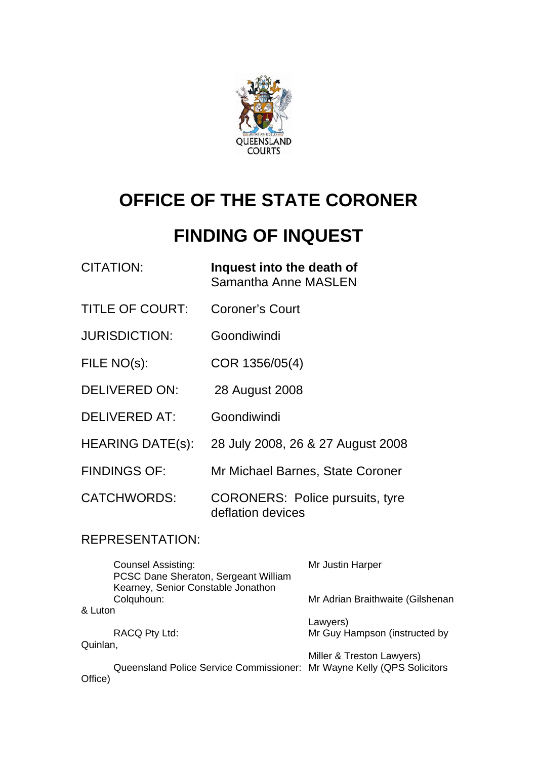QUEENSLAND COURTS

# OFFICE OF THE STATE CORONER

# FINDING OF INQUEST

| | |
|---|---|
| CITATION: | **Inquest into the death of** Samantha Anne MASLEN |
| TITLE OF COURT: | Coroner's Court |
| JURISDICTION: | Goondiwindi |
| FILE NO(s): | COR 1356/05(4) |
| DELIVERED ON: | 28 August 2008 |
| DELIVERED AT: | Goondiwindi |
| HEARING DATE(s): | 28 July 2008, 26 & 27 August 2008 |
| FINDINGS OF: | Mr Michael Barnes, State Coroner |
| CATCHWORDS: | CORONERS: Police pursuits, tyre deflation devices |

REPRESENTATION:

| | |
|---|---|
| Counsel Assisting: | Mr Justin Harper |
| PCSC Dane Sheraton, Sergeant William Kearney, Senior Constable Jonathon Colquhoun: | Mr Adrian Braithwaite (Gilshenan & Luton Lawyers) |
| RACQ Pty Ltd: | Mr Guy Hampson (instructed by Quinlan, Miller & Treston Lawyers) |
| Queensland Police Service Commissioner: | Mr Wayne Kelly (QPS Solicitors Office) |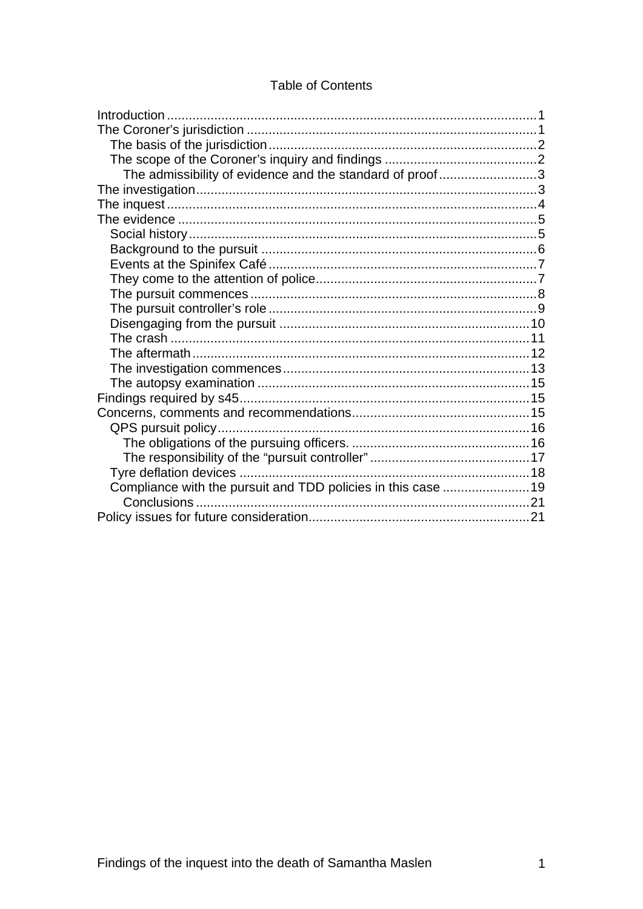Table of Contents

- Introduction ... 1
- The Coroner's jurisdiction ... 1
  - The basis of the jurisdiction ... 2
  - The scope of the Coroner's inquiry and findings ... 2
    - The admissibility of evidence and the standard of proof ... 3
- The investigation ... 3
- The inquest ... 4
- The evidence ... 5
  - Social history ... 5
  - Background to the pursuit ... 6
  - Events at the Spinifex Café ... 7
  - They come to the attention of police ... 7
  - The pursuit commences ... 8
  - The pursuit controller's role ... 9
  - Disengaging from the pursuit ... 10
  - The crash ... 11
  - The aftermath ... 12
  - The investigation commences ... 13
  - The autopsy examination ... 15
- Findings required by s45 ... 15
- Concerns, comments and recommendations ... 15
  - QPS pursuit policy ... 16
    - The obligations of the pursuing officers. ... 16
    - The responsibility of the "pursuit controller" ... 17
  - Tyre deflation devices ... 18
  - Compliance with the pursuit and TDD policies in this case ... 19
    - Conclusions ... 21
- Policy issues for future consideration ... 21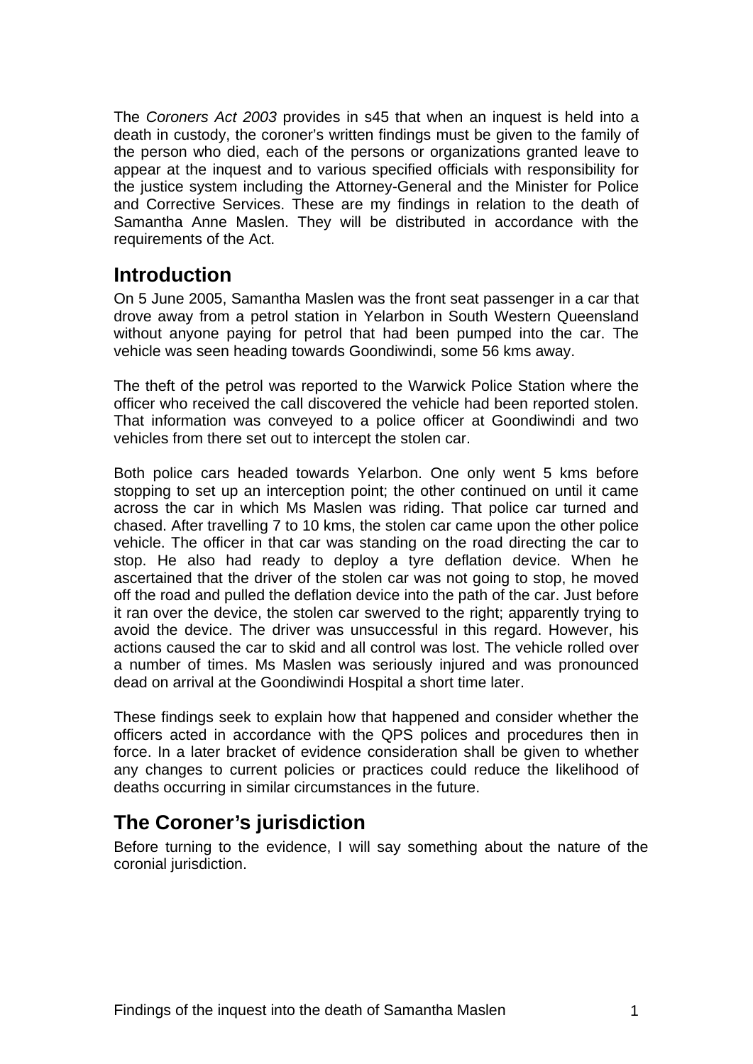The *Coroners Act 2003* provides in s45 that when an inquest is held into a death in custody, the coroner's written findings must be given to the family of the person who died, each of the persons or organizations granted leave to appear at the inquest and to various specified officials with responsibility for the justice system including the Attorney-General and the Minister for Police and Corrective Services. These are my findings in relation to the death of Samantha Anne Maslen. They will be distributed in accordance with the requirements of the Act.

## Introduction

On 5 June 2005, Samantha Maslen was the front seat passenger in a car that drove away from a petrol station in Yelarbon in South Western Queensland without anyone paying for petrol that had been pumped into the car. The vehicle was seen heading towards Goondiwindi, some 56 kms away.

The theft of the petrol was reported to the Warwick Police Station where the officer who received the call discovered the vehicle had been reported stolen. That information was conveyed to a police officer at Goondiwindi and two vehicles from there set out to intercept the stolen car.

Both police cars headed towards Yelarbon. One only went 5 kms before stopping to set up an interception point; the other continued on until it came across the car in which Ms Maslen was riding. That police car turned and chased. After travelling 7 to 10 kms, the stolen car came upon the other police vehicle. The officer in that car was standing on the road directing the car to stop. He also had ready to deploy a tyre deflation device. When he ascertained that the driver of the stolen car was not going to stop, he moved off the road and pulled the deflation device into the path of the car. Just before it ran over the device, the stolen car swerved to the right; apparently trying to avoid the device. The driver was unsuccessful in this regard. However, his actions caused the car to skid and all control was lost. The vehicle rolled over a number of times. Ms Maslen was seriously injured and was pronounced dead on arrival at the Goondiwindi Hospital a short time later.

These findings seek to explain how that happened and consider whether the officers acted in accordance with the QPS polices and procedures then in force. In a later bracket of evidence consideration shall be given to whether any changes to current policies or practices could reduce the likelihood of deaths occurring in similar circumstances in the future.

## The Coroner's jurisdiction

Before turning to the evidence, I will say something about the nature of the coronial jurisdiction.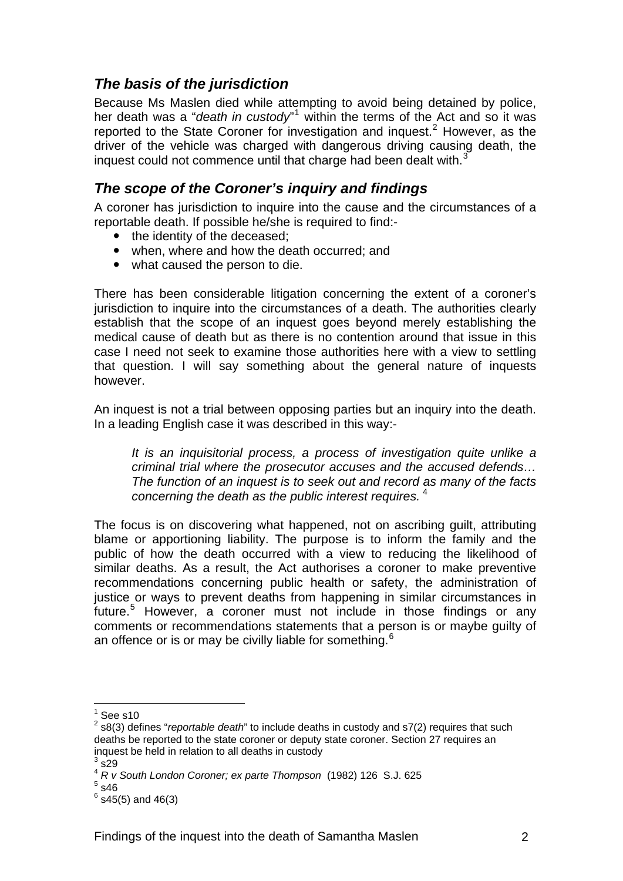## *The basis of the jurisdiction*

Because Ms Maslen died while attempting to avoid being detained by police, her death was a "*death in custody*"[1] within the terms of the Act and so it was reported to the State Coroner for investigation and inquest.[2] However, as the driver of the vehicle was charged with dangerous driving causing death, the inquest could not commence until that charge had been dealt with.[3]

## *The scope of the Coroner's inquiry and findings*

A coroner has jurisdiction to inquire into the cause and the circumstances of a reportable death. If possible he/she is required to find:-

- the identity of the deceased;
- when, where and how the death occurred; and
- what caused the person to die.

There has been considerable litigation concerning the extent of a coroner's jurisdiction to inquire into the circumstances of a death. The authorities clearly establish that the scope of an inquest goes beyond merely establishing the medical cause of death but as there is no contention around that issue in this case I need not seek to examine those authorities here with a view to settling that question. I will say something about the general nature of inquests however.

An inquest is not a trial between opposing parties but an inquiry into the death. In a leading English case it was described in this way:-

> *It is an inquisitorial process, a process of investigation quite unlike a criminal trial where the prosecutor accuses and the accused defends… The function of an inquest is to seek out and record as many of the facts concerning the death as the public interest requires.* [4]

The focus is on discovering what happened, not on ascribing guilt, attributing blame or apportioning liability. The purpose is to inform the family and the public of how the death occurred with a view to reducing the likelihood of similar deaths. As a result, the Act authorises a coroner to make preventive recommendations concerning public health or safety, the administration of justice or ways to prevent deaths from happening in similar circumstances in future.[5] However, a coroner must not include in those findings or any comments or recommendations statements that a person is or maybe guilty of an offence or is or may be civilly liable for something.[6]

---

[1] See s10

[2] s8(3) defines "*reportable death*" to include deaths in custody and s7(2) requires that such deaths be reported to the state coroner or deputy state coroner. Section 27 requires an inquest be held in relation to all deaths in custody

[3] s29

[4] *R v South London Coroner; ex parte Thompson* (1982) 126 S.J. 625

[5] s46

[6] s45(5) and 46(3)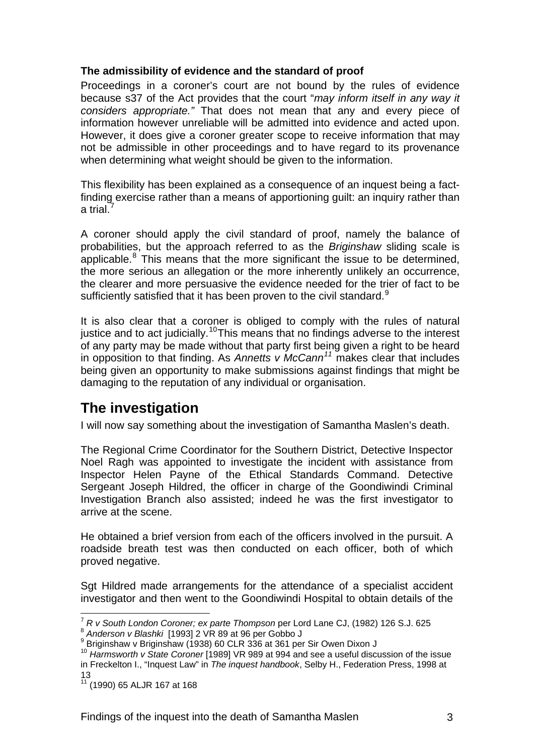### The admissibility of evidence and the standard of proof

Proceedings in a coroner's court are not bound by the rules of evidence because s37 of the Act provides that the court "*may inform itself in any way it considers appropriate.*" That does not mean that any and every piece of information however unreliable will be admitted into evidence and acted upon. However, it does give a coroner greater scope to receive information that may not be admissible in other proceedings and to have regard to its provenance when determining what weight should be given to the information.

This flexibility has been explained as a consequence of an inquest being a fact-finding exercise rather than a means of apportioning guilt: an inquiry rather than a trial.[7]

A coroner should apply the civil standard of proof, namely the balance of probabilities, but the approach referred to as the *Briginshaw* sliding scale is applicable.[8] This means that the more significant the issue to be determined, the more serious an allegation or the more inherently unlikely an occurrence, the clearer and more persuasive the evidence needed for the trier of fact to be sufficiently satisfied that it has been proven to the civil standard.[9]

It is also clear that a coroner is obliged to comply with the rules of natural justice and to act judicially.[10]This means that no findings adverse to the interest of any party may be made without that party first being given a right to be heard in opposition to that finding. As *Annetts v McCann*[11] makes clear that includes being given an opportunity to make submissions against findings that might be damaging to the reputation of any individual or organisation.

## The investigation

I will now say something about the investigation of Samantha Maslen's death.

The Regional Crime Coordinator for the Southern District, Detective Inspector Noel Ragh was appointed to investigate the incident with assistance from Inspector Helen Payne of the Ethical Standards Command. Detective Sergeant Joseph Hildred, the officer in charge of the Goondiwindi Criminal Investigation Branch also assisted; indeed he was the first investigator to arrive at the scene.

He obtained a brief version from each of the officers involved in the pursuit. A roadside breath test was then conducted on each officer, both of which proved negative.

Sgt Hildred made arrangements for the attendance of a specialist accident investigator and then went to the Goondiwindi Hospital to obtain details of the

---

[7] *R v South London Coroner; ex parte Thompson* per Lord Lane CJ, (1982) 126 S.J. 625

[8] *Anderson v Blashki* [1993] 2 VR 89 at 96 per Gobbo J

[9] Briginshaw v Briginshaw (1938) 60 CLR 336 at 361 per Sir Owen Dixon J

[10] *Harmsworth v State Coroner* [1989] VR 989 at 994 and see a useful discussion of the issue in Freckelton I., "Inquest Law" in *The inquest handbook*, Selby H., Federation Press, 1998 at 13

[11] (1990) 65 ALJR 167 at 168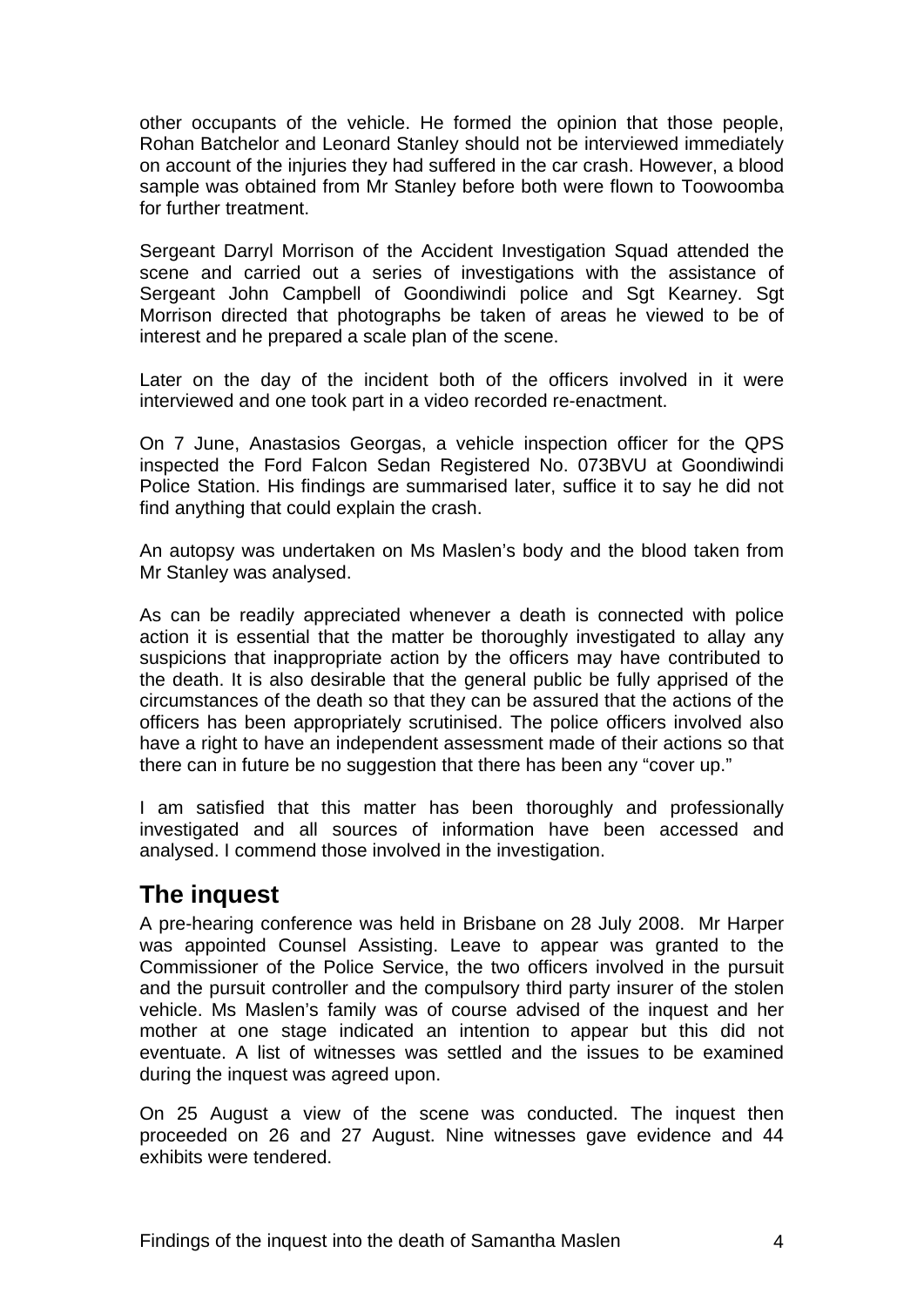other occupants of the vehicle. He formed the opinion that those people, Rohan Batchelor and Leonard Stanley should not be interviewed immediately on account of the injuries they had suffered in the car crash. However, a blood sample was obtained from Mr Stanley before both were flown to Toowoomba for further treatment.

Sergeant Darryl Morrison of the Accident Investigation Squad attended the scene and carried out a series of investigations with the assistance of Sergeant John Campbell of Goondiwindi police and Sgt Kearney. Sgt Morrison directed that photographs be taken of areas he viewed to be of interest and he prepared a scale plan of the scene.

Later on the day of the incident both of the officers involved in it were interviewed and one took part in a video recorded re-enactment.

On 7 June, Anastasios Georgas, a vehicle inspection officer for the QPS inspected the Ford Falcon Sedan Registered No. 073BVU at Goondiwindi Police Station. His findings are summarised later, suffice it to say he did not find anything that could explain the crash.

An autopsy was undertaken on Ms Maslen's body and the blood taken from Mr Stanley was analysed.

As can be readily appreciated whenever a death is connected with police action it is essential that the matter be thoroughly investigated to allay any suspicions that inappropriate action by the officers may have contributed to the death. It is also desirable that the general public be fully apprised of the circumstances of the death so that they can be assured that the actions of the officers has been appropriately scrutinised. The police officers involved also have a right to have an independent assessment made of their actions so that there can in future be no suggestion that there has been any "cover up."

I am satisfied that this matter has been thoroughly and professionally investigated and all sources of information have been accessed and analysed. I commend those involved in the investigation.

## The inquest

A pre-hearing conference was held in Brisbane on 28 July 2008. Mr Harper was appointed Counsel Assisting. Leave to appear was granted to the Commissioner of the Police Service, the two officers involved in the pursuit and the pursuit controller and the compulsory third party insurer of the stolen vehicle. Ms Maslen's family was of course advised of the inquest and her mother at one stage indicated an intention to appear but this did not eventuate. A list of witnesses was settled and the issues to be examined during the inquest was agreed upon.

On 25 August a view of the scene was conducted. The inquest then proceeded on 26 and 27 August. Nine witnesses gave evidence and 44 exhibits were tendered.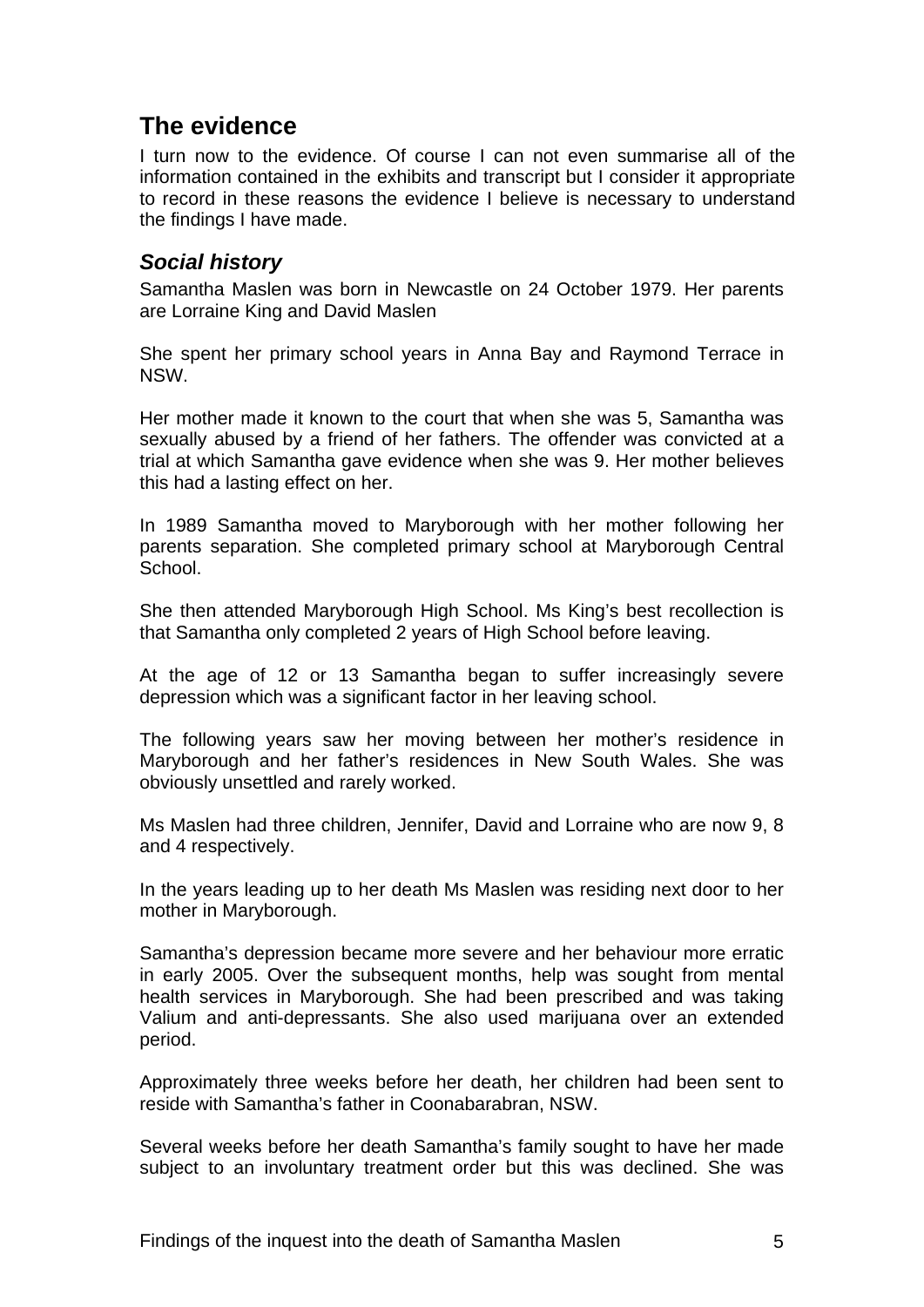## The evidence

I turn now to the evidence. Of course I can not even summarise all of the information contained in the exhibits and transcript but I consider it appropriate to record in these reasons the evidence I believe is necessary to understand the findings I have made.

### *Social history*

Samantha Maslen was born in Newcastle on 24 October 1979. Her parents are Lorraine King and David Maslen

She spent her primary school years in Anna Bay and Raymond Terrace in NSW.

Her mother made it known to the court that when she was 5, Samantha was sexually abused by a friend of her fathers. The offender was convicted at a trial at which Samantha gave evidence when she was 9. Her mother believes this had a lasting effect on her.

In 1989 Samantha moved to Maryborough with her mother following her parents separation. She completed primary school at Maryborough Central School.

She then attended Maryborough High School. Ms King's best recollection is that Samantha only completed 2 years of High School before leaving.

At the age of 12 or 13 Samantha began to suffer increasingly severe depression which was a significant factor in her leaving school.

The following years saw her moving between her mother's residence in Maryborough and her father's residences in New South Wales. She was obviously unsettled and rarely worked.

Ms Maslen had three children, Jennifer, David and Lorraine who are now 9, 8 and 4 respectively.

In the years leading up to her death Ms Maslen was residing next door to her mother in Maryborough.

Samantha's depression became more severe and her behaviour more erratic in early 2005. Over the subsequent months, help was sought from mental health services in Maryborough. She had been prescribed and was taking Valium and anti-depressants. She also used marijuana over an extended period.

Approximately three weeks before her death, her children had been sent to reside with Samantha's father in Coonabarabran, NSW.

Several weeks before her death Samantha's family sought to have her made subject to an involuntary treatment order but this was declined. She was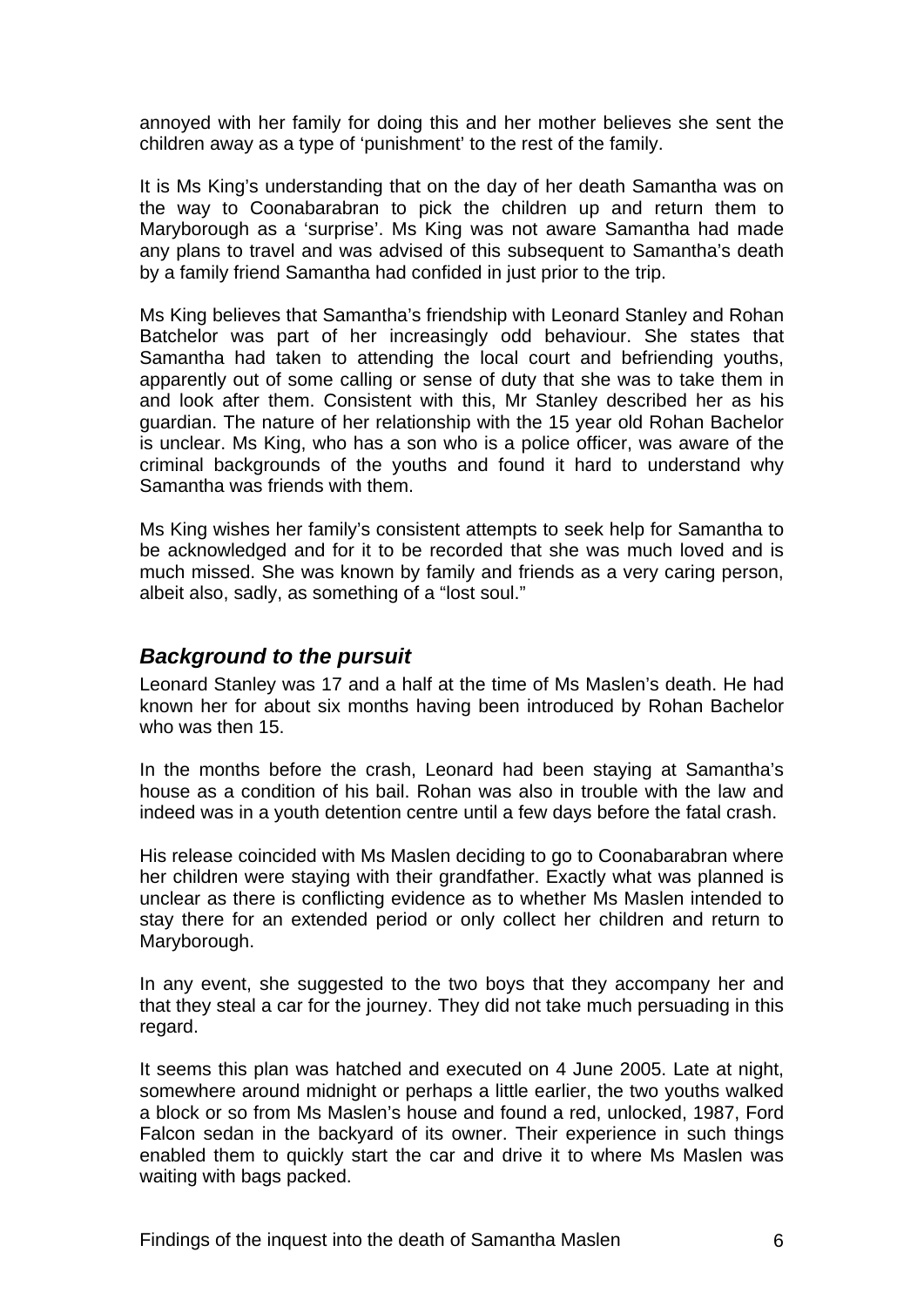annoyed with her family for doing this and her mother believes she sent the children away as a type of 'punishment' to the rest of the family.

It is Ms King's understanding that on the day of her death Samantha was on the way to Coonabarabran to pick the children up and return them to Maryborough as a 'surprise'. Ms King was not aware Samantha had made any plans to travel and was advised of this subsequent to Samantha's death by a family friend Samantha had confided in just prior to the trip.

Ms King believes that Samantha's friendship with Leonard Stanley and Rohan Batchelor was part of her increasingly odd behaviour. She states that Samantha had taken to attending the local court and befriending youths, apparently out of some calling or sense of duty that she was to take them in and look after them. Consistent with this, Mr Stanley described her as his guardian. The nature of her relationship with the 15 year old Rohan Bachelor is unclear. Ms King, who has a son who is a police officer, was aware of the criminal backgrounds of the youths and found it hard to understand why Samantha was friends with them.

Ms King wishes her family's consistent attempts to seek help for Samantha to be acknowledged and for it to be recorded that she was much loved and is much missed. She was known by family and friends as a very caring person, albeit also, sadly, as something of a "lost soul."

## *Background to the pursuit*

Leonard Stanley was 17 and a half at the time of Ms Maslen's death. He had known her for about six months having been introduced by Rohan Bachelor who was then 15.

In the months before the crash, Leonard had been staying at Samantha's house as a condition of his bail. Rohan was also in trouble with the law and indeed was in a youth detention centre until a few days before the fatal crash.

His release coincided with Ms Maslen deciding to go to Coonabarabran where her children were staying with their grandfather. Exactly what was planned is unclear as there is conflicting evidence as to whether Ms Maslen intended to stay there for an extended period or only collect her children and return to Maryborough.

In any event, she suggested to the two boys that they accompany her and that they steal a car for the journey. They did not take much persuading in this regard.

It seems this plan was hatched and executed on 4 June 2005. Late at night, somewhere around midnight or perhaps a little earlier, the two youths walked a block or so from Ms Maslen's house and found a red, unlocked, 1987, Ford Falcon sedan in the backyard of its owner. Their experience in such things enabled them to quickly start the car and drive it to where Ms Maslen was waiting with bags packed.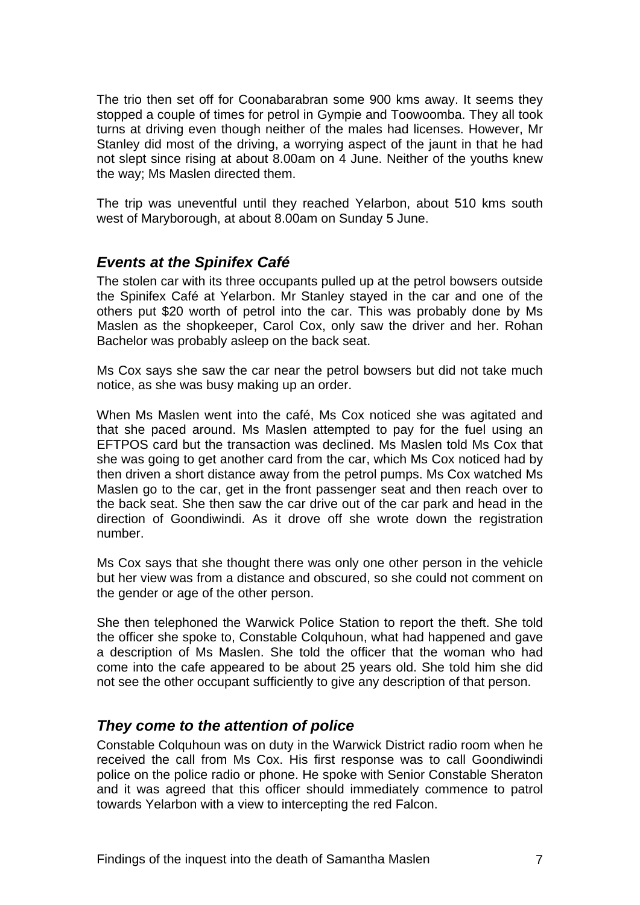The trio then set off for Coonabarabran some 900 kms away. It seems they stopped a couple of times for petrol in Gympie and Toowoomba. They all took turns at driving even though neither of the males had licenses. However, Mr Stanley did most of the driving, a worrying aspect of the jaunt in that he had not slept since rising at about 8.00am on 4 June. Neither of the youths knew the way; Ms Maslen directed them.

The trip was uneventful until they reached Yelarbon, about 510 kms south west of Maryborough, at about 8.00am on Sunday 5 June.

## *Events at the Spinifex Café*

The stolen car with its three occupants pulled up at the petrol bowsers outside the Spinifex Café at Yelarbon. Mr Stanley stayed in the car and one of the others put $20 worth of petrol into the car. This was probably done by Ms Maslen as the shopkeeper, Carol Cox, only saw the driver and her. Rohan Bachelor was probably asleep on the back seat.

Ms Cox says she saw the car near the petrol bowsers but did not take much notice, as she was busy making up an order.

When Ms Maslen went into the café, Ms Cox noticed she was agitated and that she paced around. Ms Maslen attempted to pay for the fuel using an EFTPOS card but the transaction was declined. Ms Maslen told Ms Cox that she was going to get another card from the car, which Ms Cox noticed had by then driven a short distance away from the petrol pumps. Ms Cox watched Ms Maslen go to the car, get in the front passenger seat and then reach over to the back seat. She then saw the car drive out of the car park and head in the direction of Goondiwindi. As it drove off she wrote down the registration number.

Ms Cox says that she thought there was only one other person in the vehicle but her view was from a distance and obscured, so she could not comment on the gender or age of the other person.

She then telephoned the Warwick Police Station to report the theft. She told the officer she spoke to, Constable Colquhoun, what had happened and gave a description of Ms Maslen. She told the officer that the woman who had come into the cafe appeared to be about 25 years old. She told him she did not see the other occupant sufficiently to give any description of that person.

## *They come to the attention of police*

Constable Colquhoun was on duty in the Warwick District radio room when he received the call from Ms Cox. His first response was to call Goondiwindi police on the police radio or phone. He spoke with Senior Constable Sheraton and it was agreed that this officer should immediately commence to patrol towards Yelarbon with a view to intercepting the red Falcon.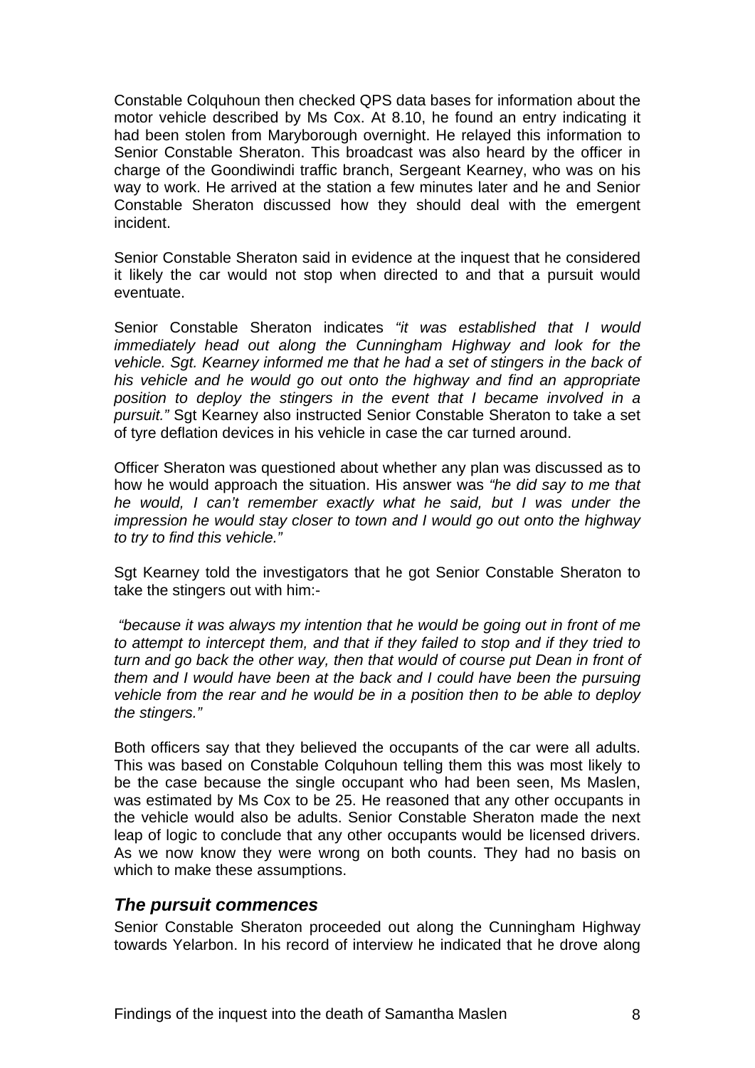Constable Colquhoun then checked QPS data bases for information about the motor vehicle described by Ms Cox. At 8.10, he found an entry indicating it had been stolen from Maryborough overnight. He relayed this information to Senior Constable Sheraton. This broadcast was also heard by the officer in charge of the Goondiwindi traffic branch, Sergeant Kearney, who was on his way to work. He arrived at the station a few minutes later and he and Senior Constable Sheraton discussed how they should deal with the emergent incident.

Senior Constable Sheraton said in evidence at the inquest that he considered it likely the car would not stop when directed to and that a pursuit would eventuate.

Senior Constable Sheraton indicates *"it was established that I would immediately head out along the Cunningham Highway and look for the vehicle. Sgt. Kearney informed me that he had a set of stingers in the back of his vehicle and he would go out onto the highway and find an appropriate position to deploy the stingers in the event that I became involved in a pursuit."* Sgt Kearney also instructed Senior Constable Sheraton to take a set of tyre deflation devices in his vehicle in case the car turned around.

Officer Sheraton was questioned about whether any plan was discussed as to how he would approach the situation. His answer was *"he did say to me that he would, I can't remember exactly what he said, but I was under the impression he would stay closer to town and I would go out onto the highway to try to find this vehicle."*

Sgt Kearney told the investigators that he got Senior Constable Sheraton to take the stingers out with him:-

*"because it was always my intention that he would be going out in front of me to attempt to intercept them, and that if they failed to stop and if they tried to turn and go back the other way, then that would of course put Dean in front of them and I would have been at the back and I could have been the pursuing vehicle from the rear and he would be in a position then to be able to deploy the stingers."*

Both officers say that they believed the occupants of the car were all adults. This was based on Constable Colquhoun telling them this was most likely to be the case because the single occupant who had been seen, Ms Maslen, was estimated by Ms Cox to be 25. He reasoned that any other occupants in the vehicle would also be adults. Senior Constable Sheraton made the next leap of logic to conclude that any other occupants would be licensed drivers. As we now know they were wrong on both counts. They had no basis on which to make these assumptions.

### *The pursuit commences*

Senior Constable Sheraton proceeded out along the Cunningham Highway towards Yelarbon. In his record of interview he indicated that he drove along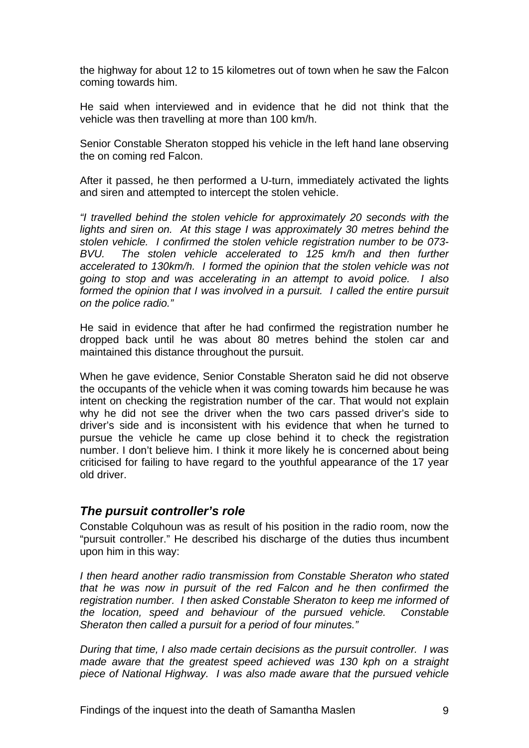the highway for about 12 to 15 kilometres out of town when he saw the Falcon coming towards him.

He said when interviewed and in evidence that he did not think that the vehicle was then travelling at more than 100 km/h.

Senior Constable Sheraton stopped his vehicle in the left hand lane observing the on coming red Falcon.

After it passed, he then performed a U-turn, immediately activated the lights and siren and attempted to intercept the stolen vehicle.

*"I travelled behind the stolen vehicle for approximately 20 seconds with the lights and siren on. At this stage I was approximately 30 metres behind the stolen vehicle. I confirmed the stolen vehicle registration number to be 073-BVU. The stolen vehicle accelerated to 125 km/h and then further accelerated to 130km/h. I formed the opinion that the stolen vehicle was not going to stop and was accelerating in an attempt to avoid police. I also formed the opinion that I was involved in a pursuit. I called the entire pursuit on the police radio."*

He said in evidence that after he had confirmed the registration number he dropped back until he was about 80 metres behind the stolen car and maintained this distance throughout the pursuit.

When he gave evidence, Senior Constable Sheraton said he did not observe the occupants of the vehicle when it was coming towards him because he was intent on checking the registration number of the car. That would not explain why he did not see the driver when the two cars passed driver's side to driver's side and is inconsistent with his evidence that when he turned to pursue the vehicle he came up close behind it to check the registration number. I don't believe him. I think it more likely he is concerned about being criticised for failing to have regard to the youthful appearance of the 17 year old driver.

### *The pursuit controller's role*

Constable Colquhoun was as result of his position in the radio room, now the "pursuit controller." He described his discharge of the duties thus incumbent upon him in this way:

*I then heard another radio transmission from Constable Sheraton who stated that he was now in pursuit of the red Falcon and he then confirmed the registration number. I then asked Constable Sheraton to keep me informed of the location, speed and behaviour of the pursued vehicle. Constable Sheraton then called a pursuit for a period of four minutes."*

*During that time, I also made certain decisions as the pursuit controller. I was made aware that the greatest speed achieved was 130 kph on a straight piece of National Highway. I was also made aware that the pursued vehicle*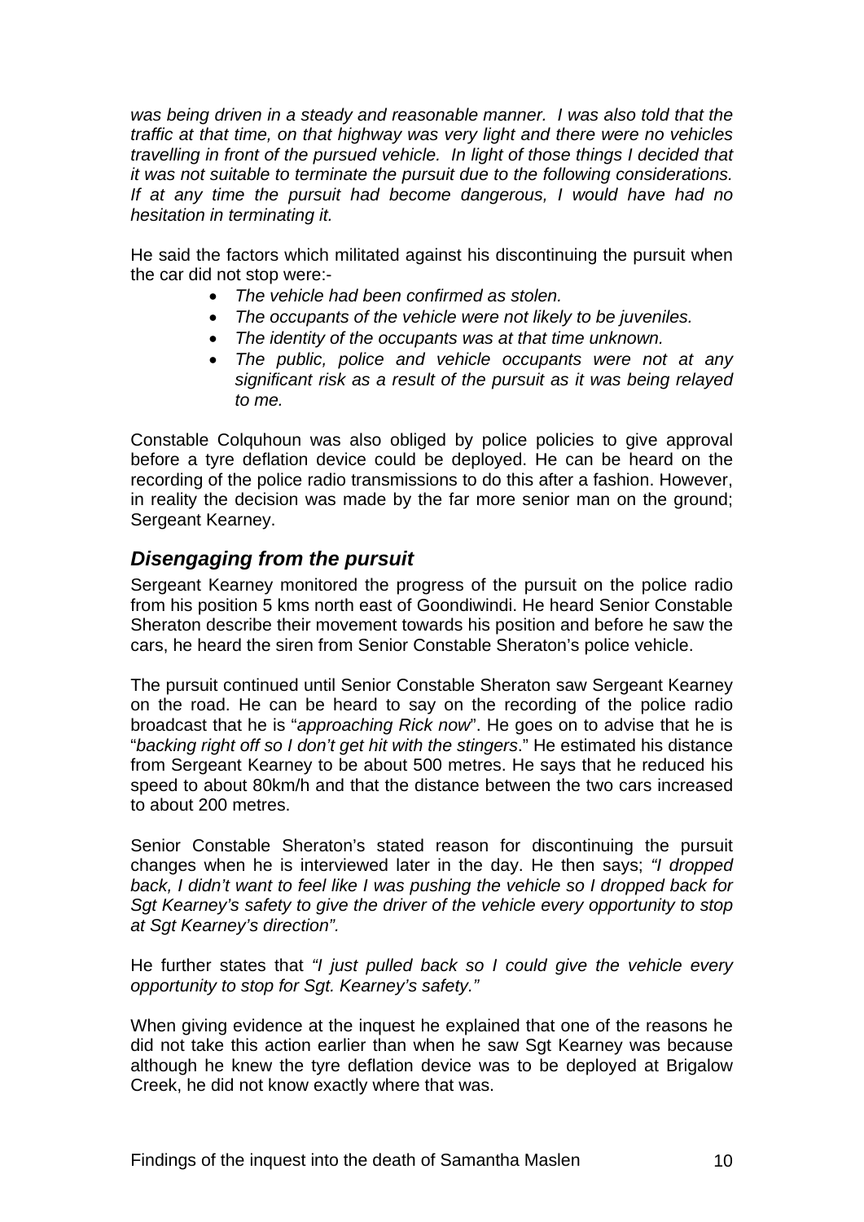*was being driven in a steady and reasonable manner. I was also told that the traffic at that time, on that highway was very light and there were no vehicles travelling in front of the pursued vehicle. In light of those things I decided that it was not suitable to terminate the pursuit due to the following considerations. If at any time the pursuit had become dangerous, I would have had no hesitation in terminating it.*

He said the factors which militated against his discontinuing the pursuit when the car did not stop were:-

- *The vehicle had been confirmed as stolen.*
- *The occupants of the vehicle were not likely to be juveniles.*
- *The identity of the occupants was at that time unknown.*
- *The public, police and vehicle occupants were not at any significant risk as a result of the pursuit as it was being relayed to me.*

Constable Colquhoun was also obliged by police policies to give approval before a tyre deflation device could be deployed. He can be heard on the recording of the police radio transmissions to do this after a fashion. However, in reality the decision was made by the far more senior man on the ground; Sergeant Kearney.

## *Disengaging from the pursuit*

Sergeant Kearney monitored the progress of the pursuit on the police radio from his position 5 kms north east of Goondiwindi. He heard Senior Constable Sheraton describe their movement towards his position and before he saw the cars, he heard the siren from Senior Constable Sheraton's police vehicle.

The pursuit continued until Senior Constable Sheraton saw Sergeant Kearney on the road. He can be heard to say on the recording of the police radio broadcast that he is "*approaching Rick now*". He goes on to advise that he is "*backing right off so I don't get hit with the stingers*." He estimated his distance from Sergeant Kearney to be about 500 metres. He says that he reduced his speed to about 80km/h and that the distance between the two cars increased to about 200 metres.

Senior Constable Sheraton's stated reason for discontinuing the pursuit changes when he is interviewed later in the day. He then says; *"I dropped back, I didn't want to feel like I was pushing the vehicle so I dropped back for Sgt Kearney's safety to give the driver of the vehicle every opportunity to stop at Sgt Kearney's direction".*

He further states that *"I just pulled back so I could give the vehicle every opportunity to stop for Sgt. Kearney's safety."*

When giving evidence at the inquest he explained that one of the reasons he did not take this action earlier than when he saw Sgt Kearney was because although he knew the tyre deflation device was to be deployed at Brigalow Creek, he did not know exactly where that was.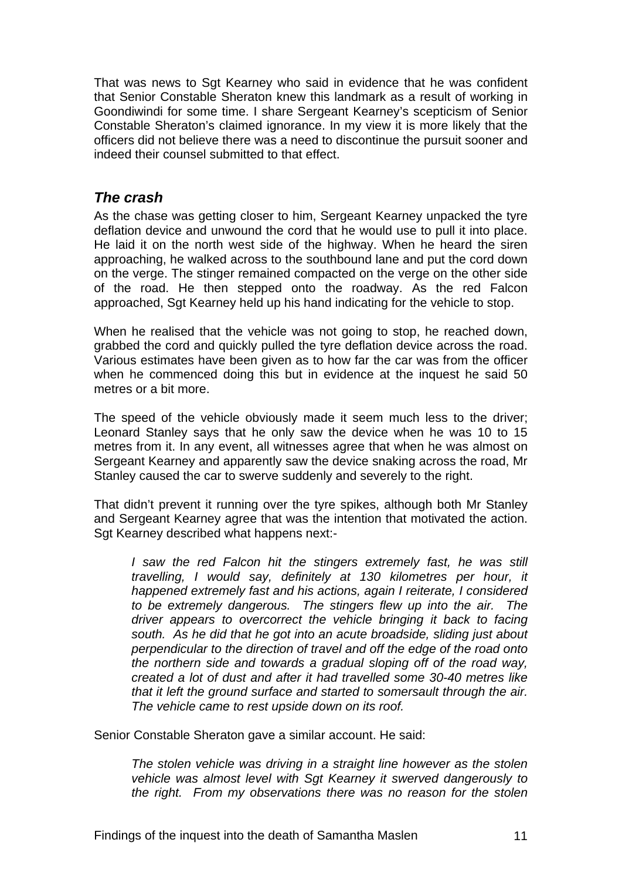That was news to Sgt Kearney who said in evidence that he was confident that Senior Constable Sheraton knew this landmark as a result of working in Goondiwindi for some time. I share Sergeant Kearney's scepticism of Senior Constable Sheraton's claimed ignorance. In my view it is more likely that the officers did not believe there was a need to discontinue the pursuit sooner and indeed their counsel submitted to that effect.

### *The crash*

As the chase was getting closer to him, Sergeant Kearney unpacked the tyre deflation device and unwound the cord that he would use to pull it into place. He laid it on the north west side of the highway. When he heard the siren approaching, he walked across to the southbound lane and put the cord down on the verge. The stinger remained compacted on the verge on the other side of the road. He then stepped onto the roadway. As the red Falcon approached, Sgt Kearney held up his hand indicating for the vehicle to stop.

When he realised that the vehicle was not going to stop, he reached down, grabbed the cord and quickly pulled the tyre deflation device across the road. Various estimates have been given as to how far the car was from the officer when he commenced doing this but in evidence at the inquest he said 50 metres or a bit more.

The speed of the vehicle obviously made it seem much less to the driver; Leonard Stanley says that he only saw the device when he was 10 to 15 metres from it. In any event, all witnesses agree that when he was almost on Sergeant Kearney and apparently saw the device snaking across the road, Mr Stanley caused the car to swerve suddenly and severely to the right.

That didn't prevent it running over the tyre spikes, although both Mr Stanley and Sergeant Kearney agree that was the intention that motivated the action. Sgt Kearney described what happens next:-

> *I saw the red Falcon hit the stingers extremely fast, he was still travelling, I would say, definitely at 130 kilometres per hour, it happened extremely fast and his actions, again I reiterate, I considered to be extremely dangerous. The stingers flew up into the air. The driver appears to overcorrect the vehicle bringing it back to facing south. As he did that he got into an acute broadside, sliding just about perpendicular to the direction of travel and off the edge of the road onto the northern side and towards a gradual sloping off of the road way, created a lot of dust and after it had travelled some 30-40 metres like that it left the ground surface and started to somersault through the air. The vehicle came to rest upside down on its roof.*

Senior Constable Sheraton gave a similar account. He said:

> *The stolen vehicle was driving in a straight line however as the stolen vehicle was almost level with Sgt Kearney it swerved dangerously to the right. From my observations there was no reason for the stolen*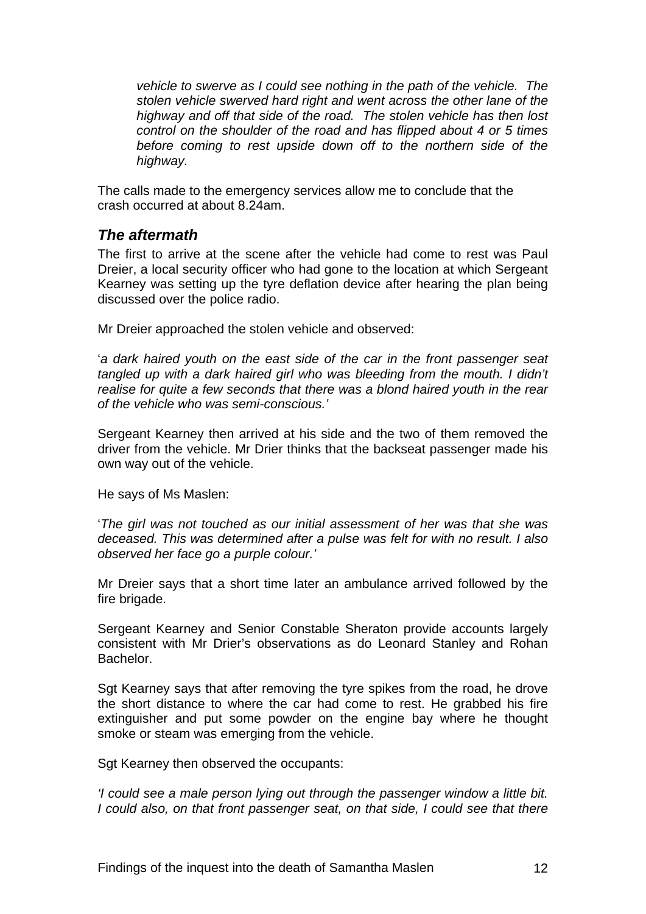*vehicle to swerve as I could see nothing in the path of the vehicle. The stolen vehicle swerved hard right and went across the other lane of the highway and off that side of the road. The stolen vehicle has then lost control on the shoulder of the road and has flipped about 4 or 5 times before coming to rest upside down off to the northern side of the highway.*

The calls made to the emergency services allow me to conclude that the crash occurred at about 8.24am.

### *The aftermath*

The first to arrive at the scene after the vehicle had come to rest was Paul Dreier, a local security officer who had gone to the location at which Sergeant Kearney was setting up the tyre deflation device after hearing the plan being discussed over the police radio.

Mr Dreier approached the stolen vehicle and observed:

'*a dark haired youth on the east side of the car in the front passenger seat tangled up with a dark haired girl who was bleeding from the mouth. I didn't realise for quite a few seconds that there was a blond haired youth in the rear of the vehicle who was semi-conscious.'*

Sergeant Kearney then arrived at his side and the two of them removed the driver from the vehicle. Mr Drier thinks that the backseat passenger made his own way out of the vehicle.

He says of Ms Maslen:

'*The girl was not touched as our initial assessment of her was that she was deceased. This was determined after a pulse was felt for with no result. I also observed her face go a purple colour.'*

Mr Dreier says that a short time later an ambulance arrived followed by the fire brigade.

Sergeant Kearney and Senior Constable Sheraton provide accounts largely consistent with Mr Drier's observations as do Leonard Stanley and Rohan Bachelor.

Sgt Kearney says that after removing the tyre spikes from the road, he drove the short distance to where the car had come to rest. He grabbed his fire extinguisher and put some powder on the engine bay where he thought smoke or steam was emerging from the vehicle.

Sgt Kearney then observed the occupants:

*'I could see a male person lying out through the passenger window a little bit. I could also, on that front passenger seat, on that side, I could see that there*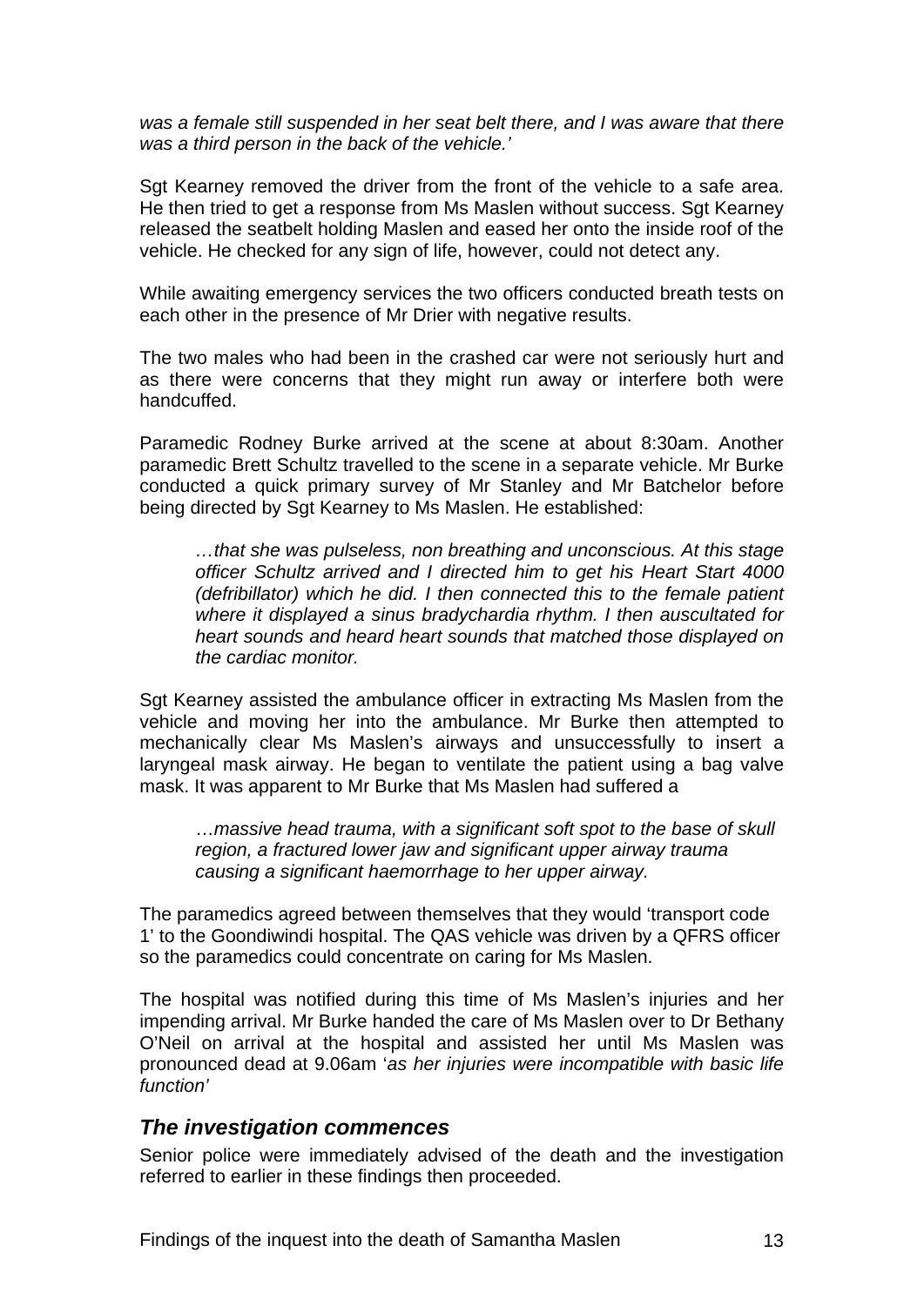*was a female still suspended in her seat belt there, and I was aware that there was a third person in the back of the vehicle.'*

Sgt Kearney removed the driver from the front of the vehicle to a safe area. He then tried to get a response from Ms Maslen without success. Sgt Kearney released the seatbelt holding Maslen and eased her onto the inside roof of the vehicle. He checked for any sign of life, however, could not detect any.

While awaiting emergency services the two officers conducted breath tests on each other in the presence of Mr Drier with negative results.

The two males who had been in the crashed car were not seriously hurt and as there were concerns that they might run away or interfere both were handcuffed.

Paramedic Rodney Burke arrived at the scene at about 8:30am. Another paramedic Brett Schultz travelled to the scene in a separate vehicle. Mr Burke conducted a quick primary survey of Mr Stanley and Mr Batchelor before being directed by Sgt Kearney to Ms Maslen. He established:

> *…that she was pulseless, non breathing and unconscious. At this stage officer Schultz arrived and I directed him to get his Heart Start 4000 (defribillator) which he did. I then connected this to the female patient where it displayed a sinus bradychardia rhythm. I then auscultated for heart sounds and heard heart sounds that matched those displayed on the cardiac monitor.*

Sgt Kearney assisted the ambulance officer in extracting Ms Maslen from the vehicle and moving her into the ambulance. Mr Burke then attempted to mechanically clear Ms Maslen's airways and unsuccessfully to insert a laryngeal mask airway. He began to ventilate the patient using a bag valve mask. It was apparent to Mr Burke that Ms Maslen had suffered a

> *…massive head trauma, with a significant soft spot to the base of skull region, a fractured lower jaw and significant upper airway trauma causing a significant haemorrhage to her upper airway.*

The paramedics agreed between themselves that they would 'transport code 1' to the Goondiwindi hospital. The QAS vehicle was driven by a QFRS officer so the paramedics could concentrate on caring for Ms Maslen.

The hospital was notified during this time of Ms Maslen's injuries and her impending arrival. Mr Burke handed the care of Ms Maslen over to Dr Bethany O'Neil on arrival at the hospital and assisted her until Ms Maslen was pronounced dead at 9.06am '*as her injuries were incompatible with basic life function'*

### *The investigation commences*

Senior police were immediately advised of the death and the investigation referred to earlier in these findings then proceeded.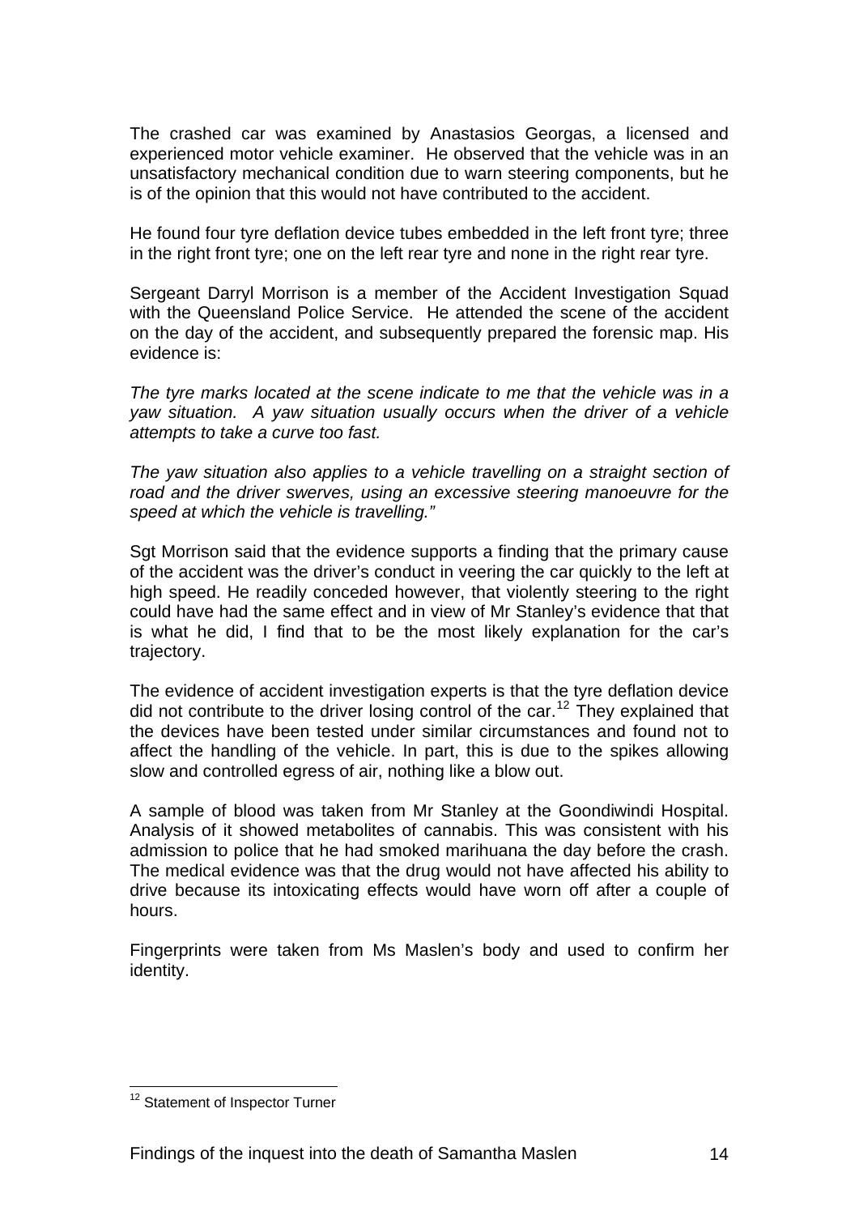The crashed car was examined by Anastasios Georgas, a licensed and experienced motor vehicle examiner. He observed that the vehicle was in an unsatisfactory mechanical condition due to warn steering components, but he is of the opinion that this would not have contributed to the accident.

He found four tyre deflation device tubes embedded in the left front tyre; three in the right front tyre; one on the left rear tyre and none in the right rear tyre.

Sergeant Darryl Morrison is a member of the Accident Investigation Squad with the Queensland Police Service. He attended the scene of the accident on the day of the accident, and subsequently prepared the forensic map. His evidence is:

*The tyre marks located at the scene indicate to me that the vehicle was in a yaw situation. A yaw situation usually occurs when the driver of a vehicle attempts to take a curve too fast.*

*The yaw situation also applies to a vehicle travelling on a straight section of road and the driver swerves, using an excessive steering manoeuvre for the speed at which the vehicle is travelling."*

Sgt Morrison said that the evidence supports a finding that the primary cause of the accident was the driver's conduct in veering the car quickly to the left at high speed. He readily conceded however, that violently steering to the right could have had the same effect and in view of Mr Stanley's evidence that that is what he did, I find that to be the most likely explanation for the car's trajectory.

The evidence of accident investigation experts is that the tyre deflation device did not contribute to the driver losing control of the car.[12] They explained that the devices have been tested under similar circumstances and found not to affect the handling of the vehicle. In part, this is due to the spikes allowing slow and controlled egress of air, nothing like a blow out.

A sample of blood was taken from Mr Stanley at the Goondiwindi Hospital. Analysis of it showed metabolites of cannabis. This was consistent with his admission to police that he had smoked marihuana the day before the crash. The medical evidence was that the drug would not have affected his ability to drive because its intoxicating effects would have worn off after a couple of hours.

Fingerprints were taken from Ms Maslen's body and used to confirm her identity.

---

[12] Statement of Inspector Turner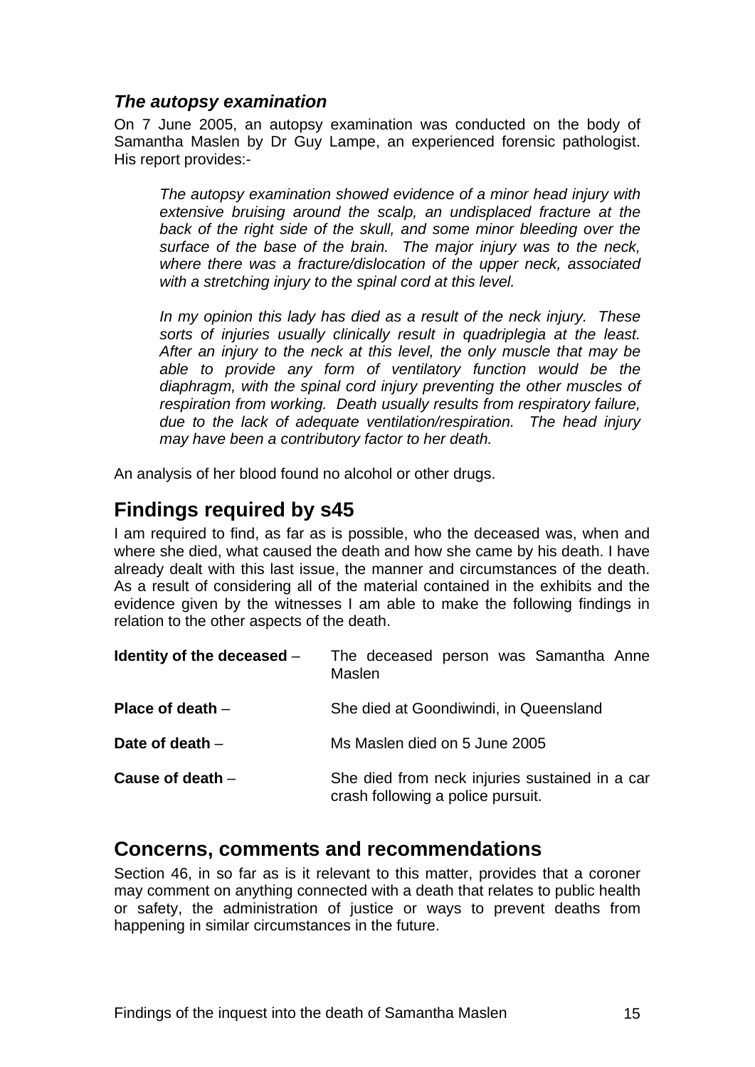### *The autopsy examination*

On 7 June 2005, an autopsy examination was conducted on the body of Samantha Maslen by Dr Guy Lampe, an experienced forensic pathologist. His report provides:-

> *The autopsy examination showed evidence of a minor head injury with extensive bruising around the scalp, an undisplaced fracture at the back of the right side of the skull, and some minor bleeding over the surface of the base of the brain. The major injury was to the neck, where there was a fracture/dislocation of the upper neck, associated with a stretching injury to the spinal cord at this level.*
>
> *In my opinion this lady has died as a result of the neck injury. These sorts of injuries usually clinically result in quadriplegia at the least. After an injury to the neck at this level, the only muscle that may be able to provide any form of ventilatory function would be the diaphragm, with the spinal cord injury preventing the other muscles of respiration from working. Death usually results from respiratory failure, due to the lack of adequate ventilation/respiration. The head injury may have been a contributory factor to her death.*

An analysis of her blood found no alcohol or other drugs.

## Findings required by s45

I am required to find, as far as is possible, who the deceased was, when and where she died, what caused the death and how she came by his death. I have already dealt with this last issue, the manner and circumstances of the death. As a result of considering all of the material contained in the exhibits and the evidence given by the witnesses I am able to make the following findings in relation to the other aspects of the death.

| | |
|---|---|
| **Identity of the deceased** – | The deceased person was Samantha Anne Maslen |
| **Place of death** – | She died at Goondiwindi, in Queensland |
| **Date of death** – | Ms Maslen died on 5 June 2005 |
| **Cause of death** – | She died from neck injuries sustained in a car crash following a police pursuit. |

## Concerns, comments and recommendations

Section 46, in so far as is it relevant to this matter, provides that a coroner may comment on anything connected with a death that relates to public health or safety, the administration of justice or ways to prevent deaths from happening in similar circumstances in the future.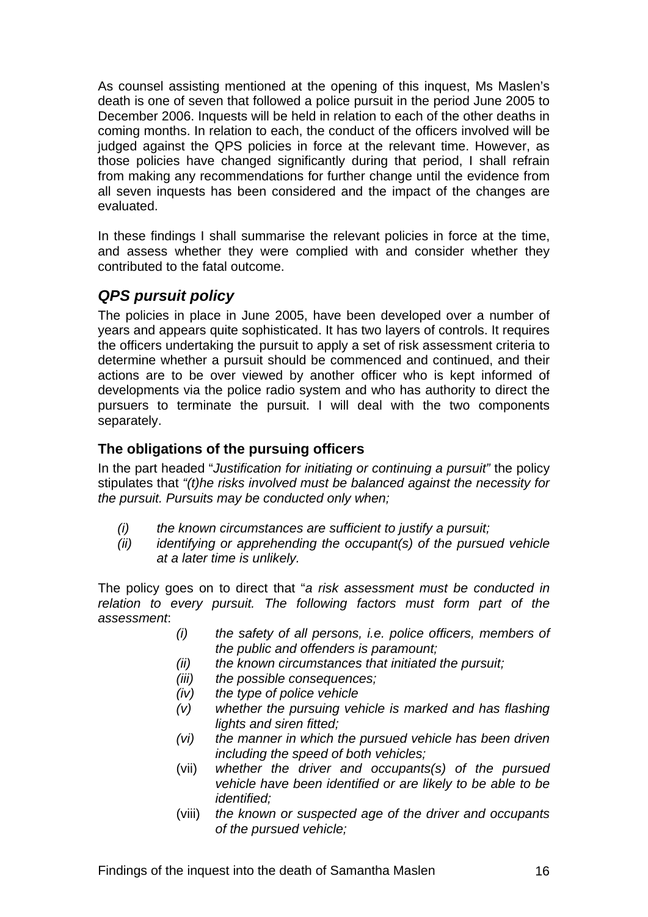As counsel assisting mentioned at the opening of this inquest, Ms Maslen's death is one of seven that followed a police pursuit in the period June 2005 to December 2006. Inquests will be held in relation to each of the other deaths in coming months. In relation to each, the conduct of the officers involved will be judged against the QPS policies in force at the relevant time. However, as those policies have changed significantly during that period, I shall refrain from making any recommendations for further change until the evidence from all seven inquests has been considered and the impact of the changes are evaluated.

In these findings I shall summarise the relevant policies in force at the time, and assess whether they were complied with and consider whether they contributed to the fatal outcome.

## *QPS pursuit policy*

The policies in place in June 2005, have been developed over a number of years and appears quite sophisticated. It has two layers of controls. It requires the officers undertaking the pursuit to apply a set of risk assessment criteria to determine whether a pursuit should be commenced and continued, and their actions are to be over viewed by another officer who is kept informed of developments via the police radio system and who has authority to direct the pursuers to terminate the pursuit. I will deal with the two components separately.

### The obligations of the pursuing officers

In the part headed "*Justification for initiating or continuing a pursuit"* the policy stipulates that *"(t)he risks involved must be balanced against the necessity for the pursuit. Pursuits may be conducted only when;*

- *(i) the known circumstances are sufficient to justify a pursuit;*
- *(ii) identifying or apprehending the occupant(s) of the pursued vehicle at a later time is unlikely.*

The policy goes on to direct that "*a risk assessment must be conducted in relation to every pursuit. The following factors must form part of the assessment*:

- *(i) the safety of all persons, i.e. police officers, members of the public and offenders is paramount;*
- *(ii) the known circumstances that initiated the pursuit;*
- *(iii) the possible consequences;*
- *(iv) the type of police vehicle*
- *(v) whether the pursuing vehicle is marked and has flashing lights and siren fitted;*
- *(vi) the manner in which the pursued vehicle has been driven including the speed of both vehicles;*
- (vii) *whether the driver and occupants(s) of the pursued vehicle have been identified or are likely to be able to be identified;*
- (viii) *the known or suspected age of the driver and occupants of the pursued vehicle;*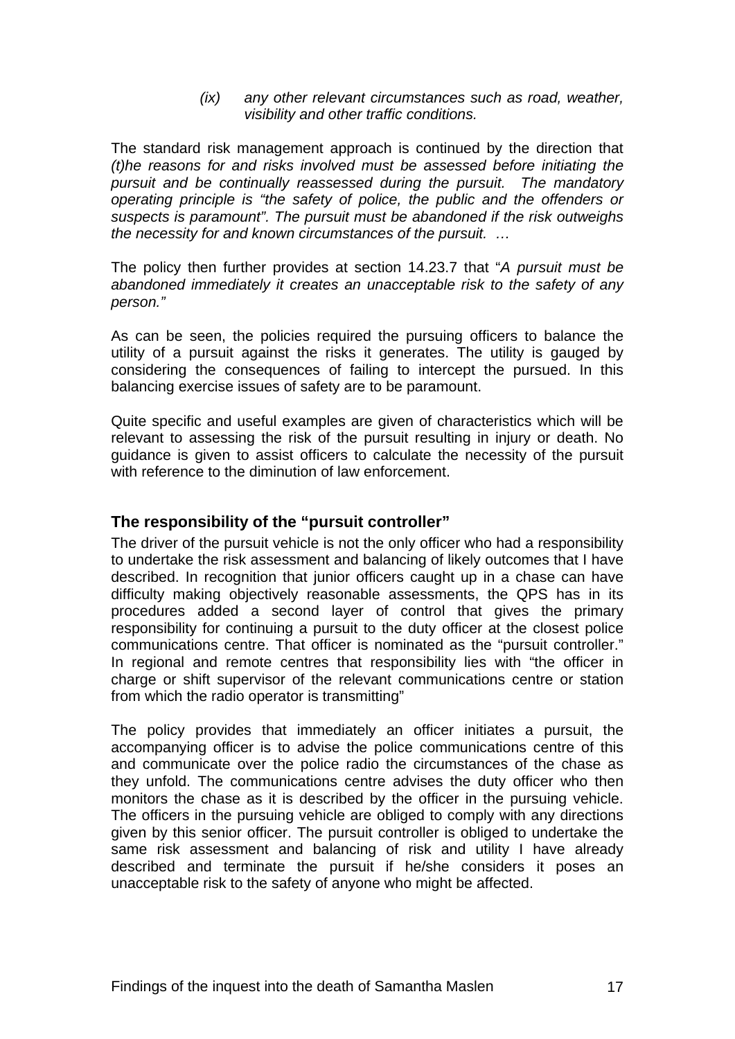> (ix) *any other relevant circumstances such as road, weather, visibility and other traffic conditions.*

The standard risk management approach is continued by the direction that *(t)he reasons for and risks involved must be assessed before initiating the pursuit and be continually reassessed during the pursuit. The mandatory operating principle is "the safety of police, the public and the offenders or suspects is paramount". The pursuit must be abandoned if the risk outweighs the necessity for and known circumstances of the pursuit. …*

The policy then further provides at section 14.23.7 that "*A pursuit must be abandoned immediately it creates an unacceptable risk to the safety of any person."*

As can be seen, the policies required the pursuing officers to balance the utility of a pursuit against the risks it generates. The utility is gauged by considering the consequences of failing to intercept the pursued. In this balancing exercise issues of safety are to be paramount.

Quite specific and useful examples are given of characteristics which will be relevant to assessing the risk of the pursuit resulting in injury or death. No guidance is given to assist officers to calculate the necessity of the pursuit with reference to the diminution of law enforcement.

### The responsibility of the "pursuit controller"

The driver of the pursuit vehicle is not the only officer who had a responsibility to undertake the risk assessment and balancing of likely outcomes that I have described. In recognition that junior officers caught up in a chase can have difficulty making objectively reasonable assessments, the QPS has in its procedures added a second layer of control that gives the primary responsibility for continuing a pursuit to the duty officer at the closest police communications centre. That officer is nominated as the "pursuit controller." In regional and remote centres that responsibility lies with "the officer in charge or shift supervisor of the relevant communications centre or station from which the radio operator is transmitting"

The policy provides that immediately an officer initiates a pursuit, the accompanying officer is to advise the police communications centre of this and communicate over the police radio the circumstances of the chase as they unfold. The communications centre advises the duty officer who then monitors the chase as it is described by the officer in the pursuing vehicle. The officers in the pursuing vehicle are obliged to comply with any directions given by this senior officer. The pursuit controller is obliged to undertake the same risk assessment and balancing of risk and utility I have already described and terminate the pursuit if he/she considers it poses an unacceptable risk to the safety of anyone who might be affected.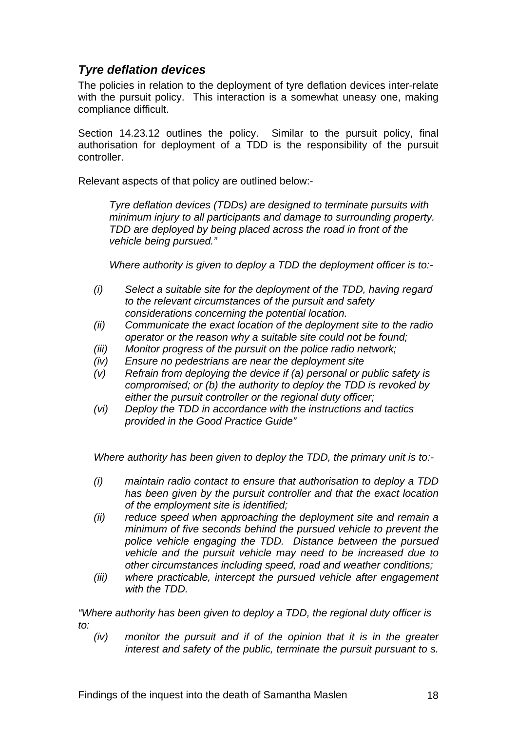### *Tyre deflation devices*

The policies in relation to the deployment of tyre deflation devices inter-relate with the pursuit policy. This interaction is a somewhat uneasy one, making compliance difficult.

Section 14.23.12 outlines the policy. Similar to the pursuit policy, final authorisation for deployment of a TDD is the responsibility of the pursuit controller.

Relevant aspects of that policy are outlined below:-

> *Tyre deflation devices (TDDs) are designed to terminate pursuits with minimum injury to all participants and damage to surrounding property. TDD are deployed by being placed across the road in front of the vehicle being pursued."*
>
> *Where authority is given to deploy a TDD the deployment officer is to:-*
>
> *(i) Select a suitable site for the deployment of the TDD, having regard to the relevant circumstances of the pursuit and safety considerations concerning the potential location.*
> *(ii) Communicate the exact location of the deployment site to the radio operator or the reason why a suitable site could not be found;*
> *(iii) Monitor progress of the pursuit on the police radio network;*
> *(iv) Ensure no pedestrians are near the deployment site*
> *(v) Refrain from deploying the device if (a) personal or public safety is compromised; or (b) the authority to deploy the TDD is revoked by either the pursuit controller or the regional duty officer;*
> *(vi) Deploy the TDD in accordance with the instructions and tactics provided in the Good Practice Guide"*

*Where authority has been given to deploy the TDD, the primary unit is to:-*

*(i) maintain radio contact to ensure that authorisation to deploy a TDD has been given by the pursuit controller and that the exact location of the employment site is identified;*
*(ii) reduce speed when approaching the deployment site and remain a minimum of five seconds behind the pursued vehicle to prevent the police vehicle engaging the TDD. Distance between the pursued vehicle and the pursuit vehicle may need to be increased due to other circumstances including speed, road and weather conditions;*
*(iii) where practicable, intercept the pursued vehicle after engagement with the TDD.*

*"Where authority has been given to deploy a TDD, the regional duty officer is to:*

*(iv) monitor the pursuit and if of the opinion that it is in the greater interest and safety of the public, terminate the pursuit pursuant to s.*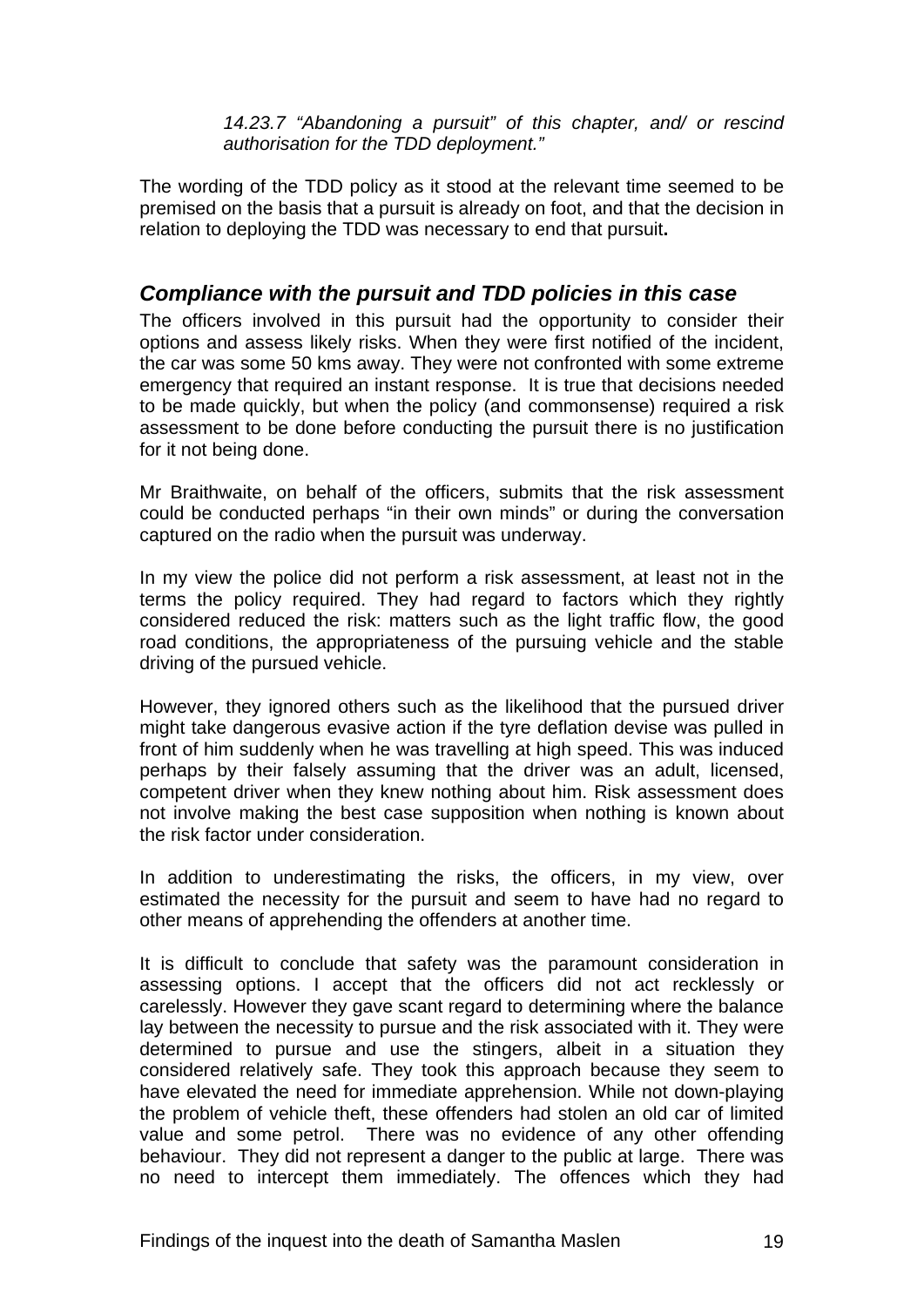*14.23.7 "Abandoning a pursuit" of this chapter, and/ or rescind authorisation for the TDD deployment."*

The wording of the TDD policy as it stood at the relevant time seemed to be premised on the basis that a pursuit is already on foot, and that the decision in relation to deploying the TDD was necessary to end that pursuit**.**

## *Compliance with the pursuit and TDD policies in this case*

The officers involved in this pursuit had the opportunity to consider their options and assess likely risks. When they were first notified of the incident, the car was some 50 kms away. They were not confronted with some extreme emergency that required an instant response. It is true that decisions needed to be made quickly, but when the policy (and commonsense) required a risk assessment to be done before conducting the pursuit there is no justification for it not being done.

Mr Braithwaite, on behalf of the officers, submits that the risk assessment could be conducted perhaps "in their own minds" or during the conversation captured on the radio when the pursuit was underway.

In my view the police did not perform a risk assessment, at least not in the terms the policy required. They had regard to factors which they rightly considered reduced the risk: matters such as the light traffic flow, the good road conditions, the appropriateness of the pursuing vehicle and the stable driving of the pursued vehicle.

However, they ignored others such as the likelihood that the pursued driver might take dangerous evasive action if the tyre deflation devise was pulled in front of him suddenly when he was travelling at high speed. This was induced perhaps by their falsely assuming that the driver was an adult, licensed, competent driver when they knew nothing about him. Risk assessment does not involve making the best case supposition when nothing is known about the risk factor under consideration.

In addition to underestimating the risks, the officers, in my view, over estimated the necessity for the pursuit and seem to have had no regard to other means of apprehending the offenders at another time.

It is difficult to conclude that safety was the paramount consideration in assessing options. I accept that the officers did not act recklessly or carelessly. However they gave scant regard to determining where the balance lay between the necessity to pursue and the risk associated with it. They were determined to pursue and use the stingers, albeit in a situation they considered relatively safe. They took this approach because they seem to have elevated the need for immediate apprehension. While not down-playing the problem of vehicle theft, these offenders had stolen an old car of limited value and some petrol. There was no evidence of any other offending behaviour. They did not represent a danger to the public at large. There was no need to intercept them immediately. The offences which they had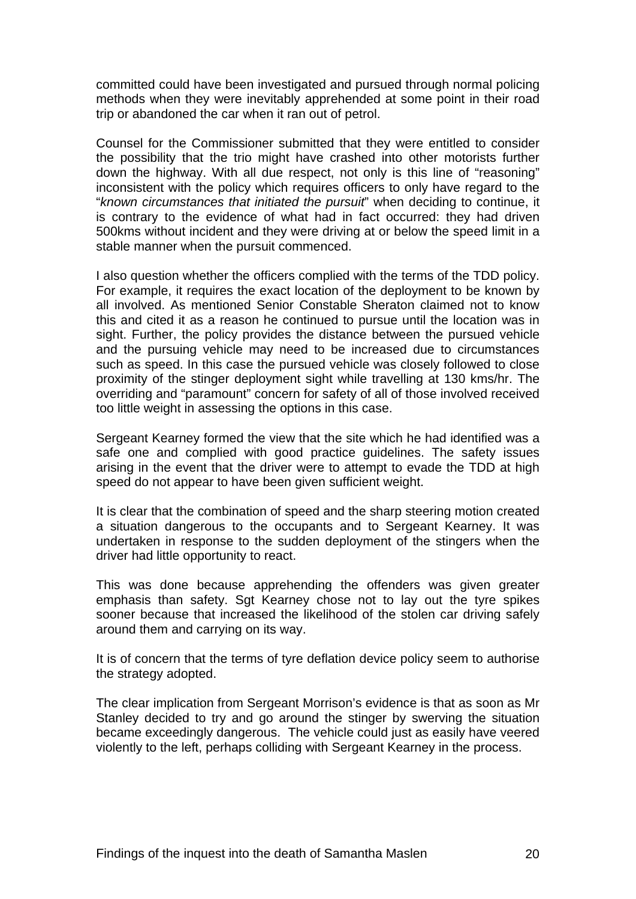committed could have been investigated and pursued through normal policing methods when they were inevitably apprehended at some point in their road trip or abandoned the car when it ran out of petrol.

Counsel for the Commissioner submitted that they were entitled to consider the possibility that the trio might have crashed into other motorists further down the highway. With all due respect, not only is this line of "reasoning" inconsistent with the policy which requires officers to only have regard to the "*known circumstances that initiated the pursuit*" when deciding to continue, it is contrary to the evidence of what had in fact occurred: they had driven 500kms without incident and they were driving at or below the speed limit in a stable manner when the pursuit commenced.

I also question whether the officers complied with the terms of the TDD policy. For example, it requires the exact location of the deployment to be known by all involved. As mentioned Senior Constable Sheraton claimed not to know this and cited it as a reason he continued to pursue until the location was in sight. Further, the policy provides the distance between the pursued vehicle and the pursuing vehicle may need to be increased due to circumstances such as speed. In this case the pursued vehicle was closely followed to close proximity of the stinger deployment sight while travelling at 130 kms/hr. The overriding and "paramount" concern for safety of all of those involved received too little weight in assessing the options in this case.

Sergeant Kearney formed the view that the site which he had identified was a safe one and complied with good practice guidelines. The safety issues arising in the event that the driver were to attempt to evade the TDD at high speed do not appear to have been given sufficient weight.

It is clear that the combination of speed and the sharp steering motion created a situation dangerous to the occupants and to Sergeant Kearney. It was undertaken in response to the sudden deployment of the stingers when the driver had little opportunity to react.

This was done because apprehending the offenders was given greater emphasis than safety. Sgt Kearney chose not to lay out the tyre spikes sooner because that increased the likelihood of the stolen car driving safely around them and carrying on its way.

It is of concern that the terms of tyre deflation device policy seem to authorise the strategy adopted.

The clear implication from Sergeant Morrison's evidence is that as soon as Mr Stanley decided to try and go around the stinger by swerving the situation became exceedingly dangerous. The vehicle could just as easily have veered violently to the left, perhaps colliding with Sergeant Kearney in the process.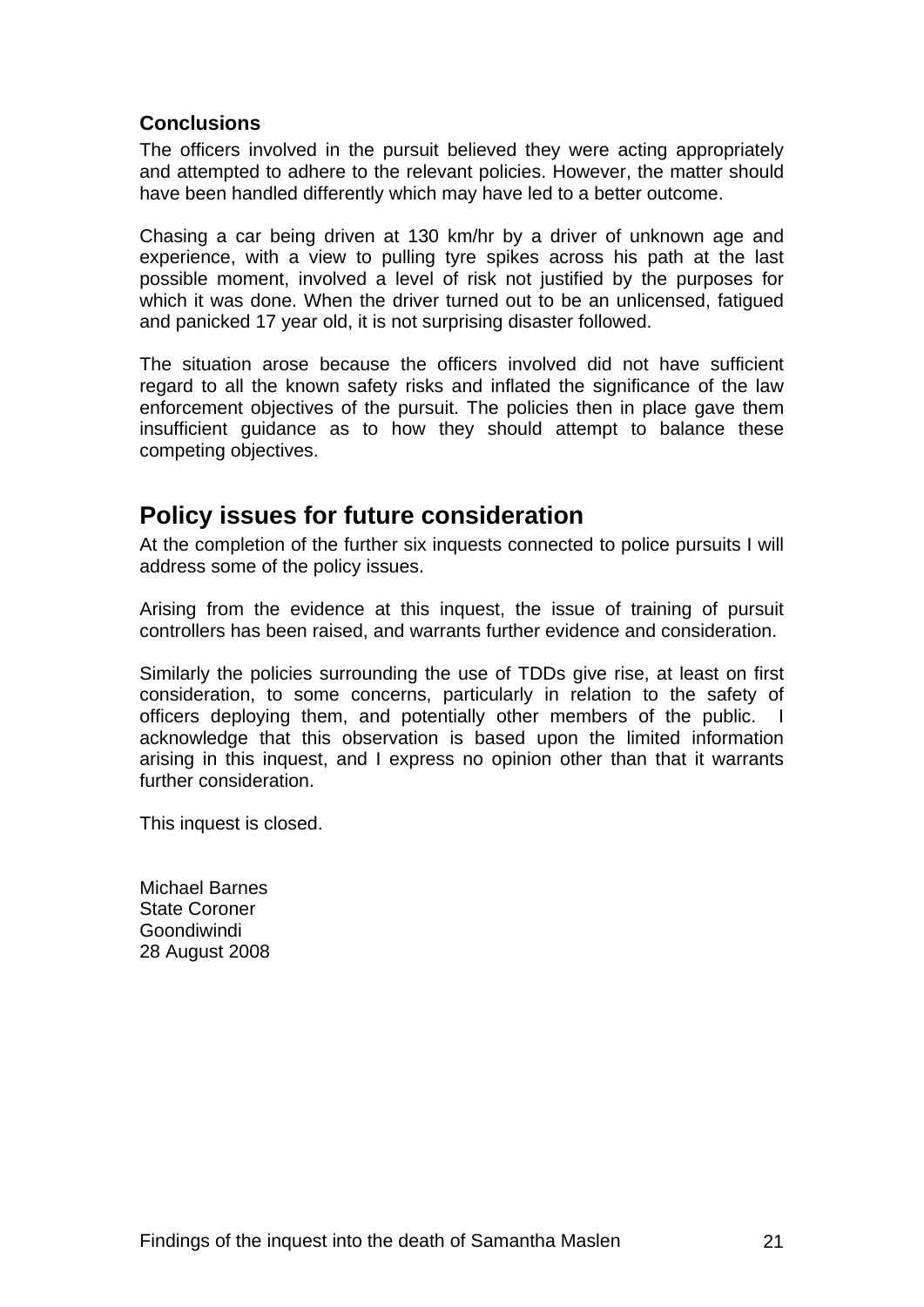### Conclusions

The officers involved in the pursuit believed they were acting appropriately and attempted to adhere to the relevant policies. However, the matter should have been handled differently which may have led to a better outcome.

Chasing a car being driven at 130 km/hr by a driver of unknown age and experience, with a view to pulling tyre spikes across his path at the last possible moment, involved a level of risk not justified by the purposes for which it was done. When the driver turned out to be an unlicensed, fatigued and panicked 17 year old, it is not surprising disaster followed.

The situation arose because the officers involved did not have sufficient regard to all the known safety risks and inflated the significance of the law enforcement objectives of the pursuit. The policies then in place gave them insufficient guidance as to how they should attempt to balance these competing objectives.

## Policy issues for future consideration

At the completion of the further six inquests connected to police pursuits I will address some of the policy issues.

Arising from the evidence at this inquest, the issue of training of pursuit controllers has been raised, and warrants further evidence and consideration.

Similarly the policies surrounding the use of TDDs give rise, at least on first consideration, to some concerns, particularly in relation to the safety of officers deploying them, and potentially other members of the public. I acknowledge that this observation is based upon the limited information arising in this inquest, and I express no opinion other than that it warrants further consideration.

This inquest is closed.

Michael Barnes
State Coroner
Goondiwindi
28 August 2008